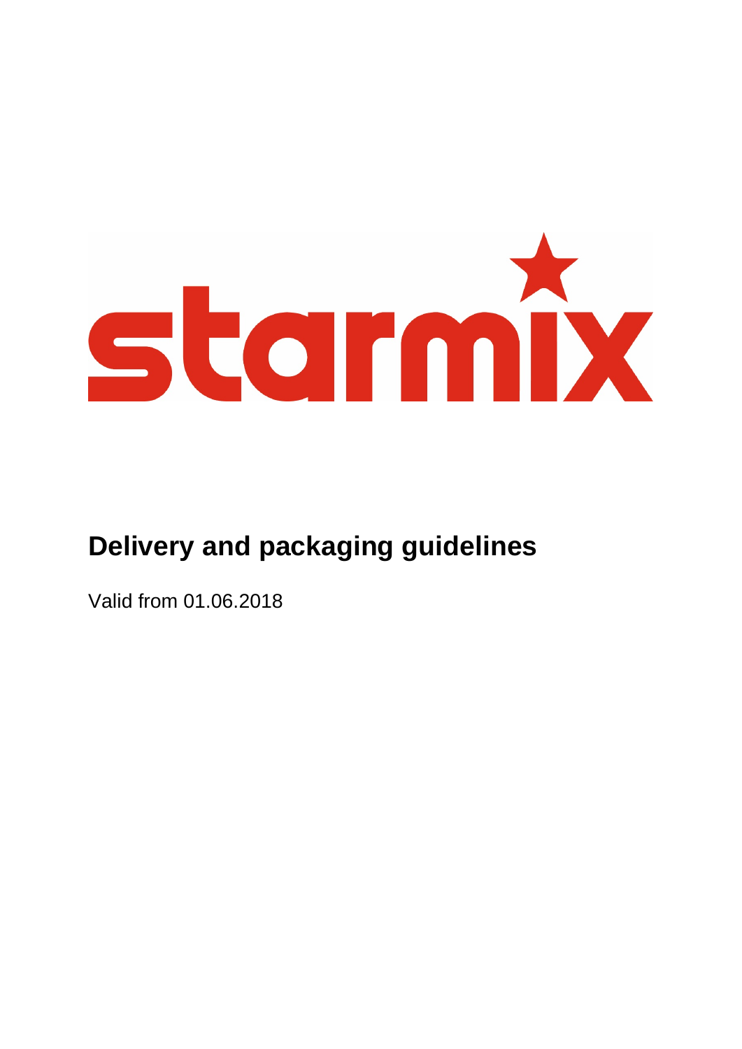starmix

# Delivery and packaging guidelines

Valid from 01.06.2018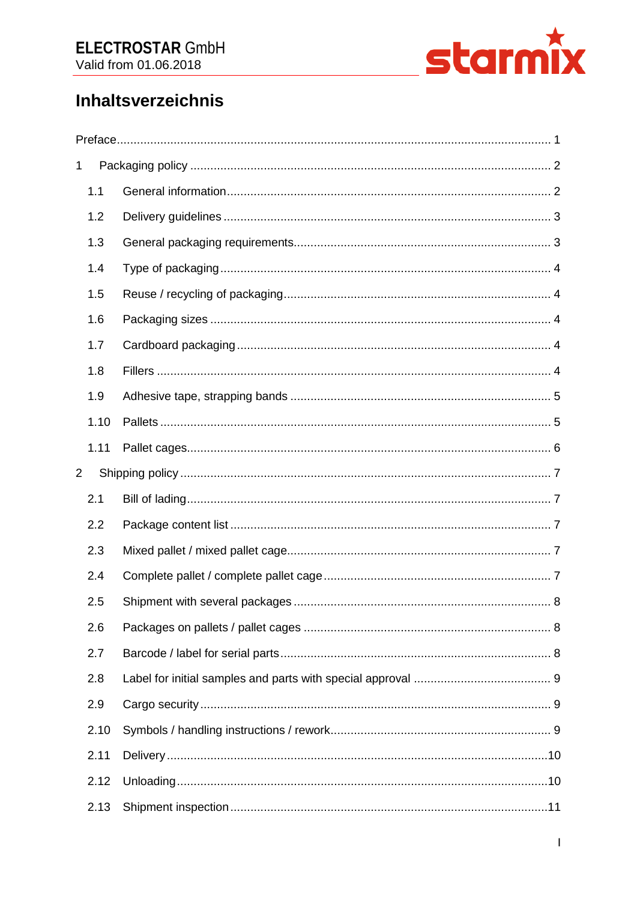# Inhaltsverzeichnis

Preface ........................................................................................................................ 1

1 Packaging policy ........................................................................................................ 2

- 1.1 General information ........................................................................................ 2
- 1.2 Delivery guidelines .......................................................................................... 3
- 1.3 General packaging requirements ...................................................................... 3
- 1.4 Type of packaging ........................................................................................... 4
- 1.5 Reuse / recycling of packaging ......................................................................... 4
- 1.6 Packaging sizes .............................................................................................. 4
- 1.7 Cardboard packaging ...................................................................................... 4
- 1.8 Fillers ............................................................................................................ 4
- 1.9 Adhesive tape, strapping bands ....................................................................... 5
- 1.10 Pallets .......................................................................................................... 5
- 1.11 Pallet cages ................................................................................................... 6

2 Shipping policy .......................................................................................................... 7

- 2.1 Bill of lading ................................................................................................... 7
- 2.2 Package content list ........................................................................................ 7
- 2.3 Mixed pallet / mixed pallet cage ...................................................................... 7
- 2.4 Complete pallet / complete pallet cage ............................................................ 7
- 2.5 Shipment with several packages ..................................................................... 8
- 2.6 Packages on pallets / pallet cages ................................................................... 8
- 2.7 Barcode / label for serial parts ........................................................................ 8
- 2.8 Label for initial samples and parts with special approval ................................... 9
- 2.9 Cargo security ................................................................................................ 9
- 2.10 Symbols / handling instructions / rework ......................................................... 9
- 2.11 Delivery ....................................................................................................... 10
- 2.12 Unloading .................................................................................................... 10
- 2.13 Shipment inspection ..................................................................................... 11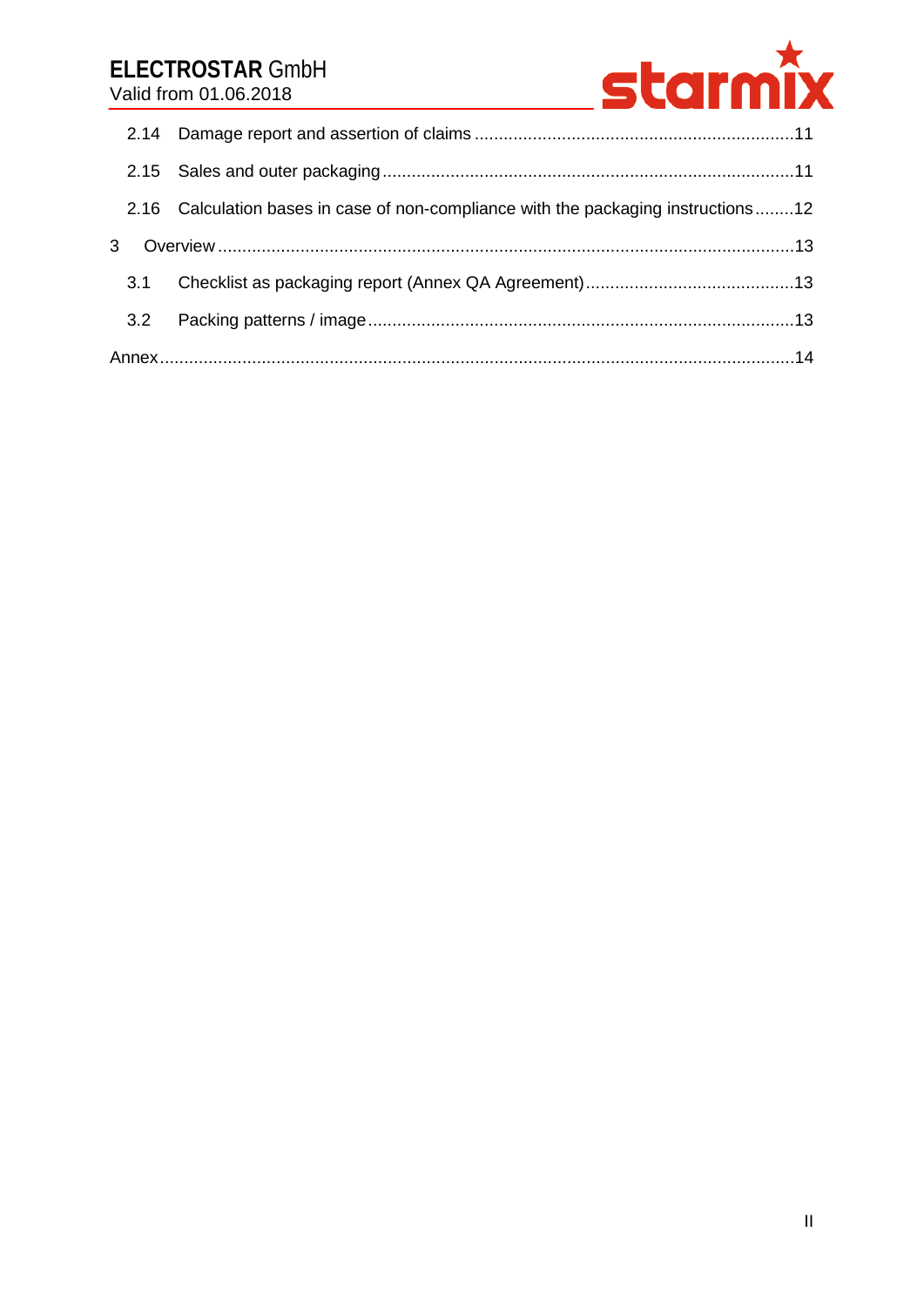2.14 Damage report and assertion of claims ..... 11

2.15 Sales and outer packaging ..... 11

2.16 Calculation bases in case of non-compliance with the packaging instructions ..... 12

3 Overview ..... 13

3.1 Checklist as packaging report (Annex QA Agreement) ..... 13

3.2 Packing patterns / image ..... 13

Annex ..... 14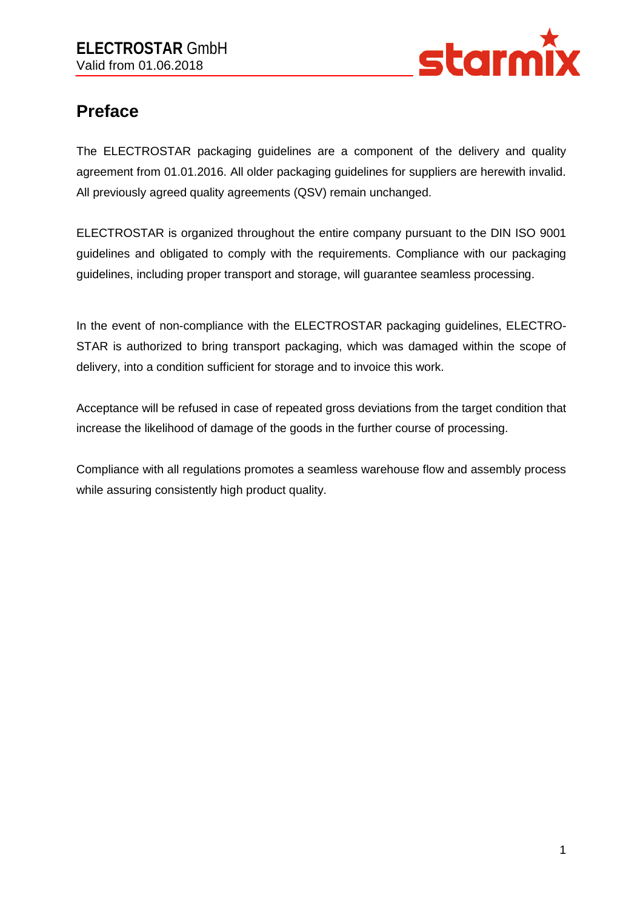# Preface

The ELECTROSTAR packaging guidelines are a component of the delivery and quality agreement from 01.01.2016. All older packaging guidelines for suppliers are herewith invalid. All previously agreed quality agreements (QSV) remain unchanged.

ELECTROSTAR is organized throughout the entire company pursuant to the DIN ISO 9001 guidelines and obligated to comply with the requirements. Compliance with our packaging guidelines, including proper transport and storage, will guarantee seamless processing.

In the event of non-compliance with the ELECTROSTAR packaging guidelines, ELECTROSTAR is authorized to bring transport packaging, which was damaged within the scope of delivery, into a condition sufficient for storage and to invoice this work.

Acceptance will be refused in case of repeated gross deviations from the target condition that increase the likelihood of damage of the goods in the further course of processing.

Compliance with all regulations promotes a seamless warehouse flow and assembly process while assuring consistently high product quality.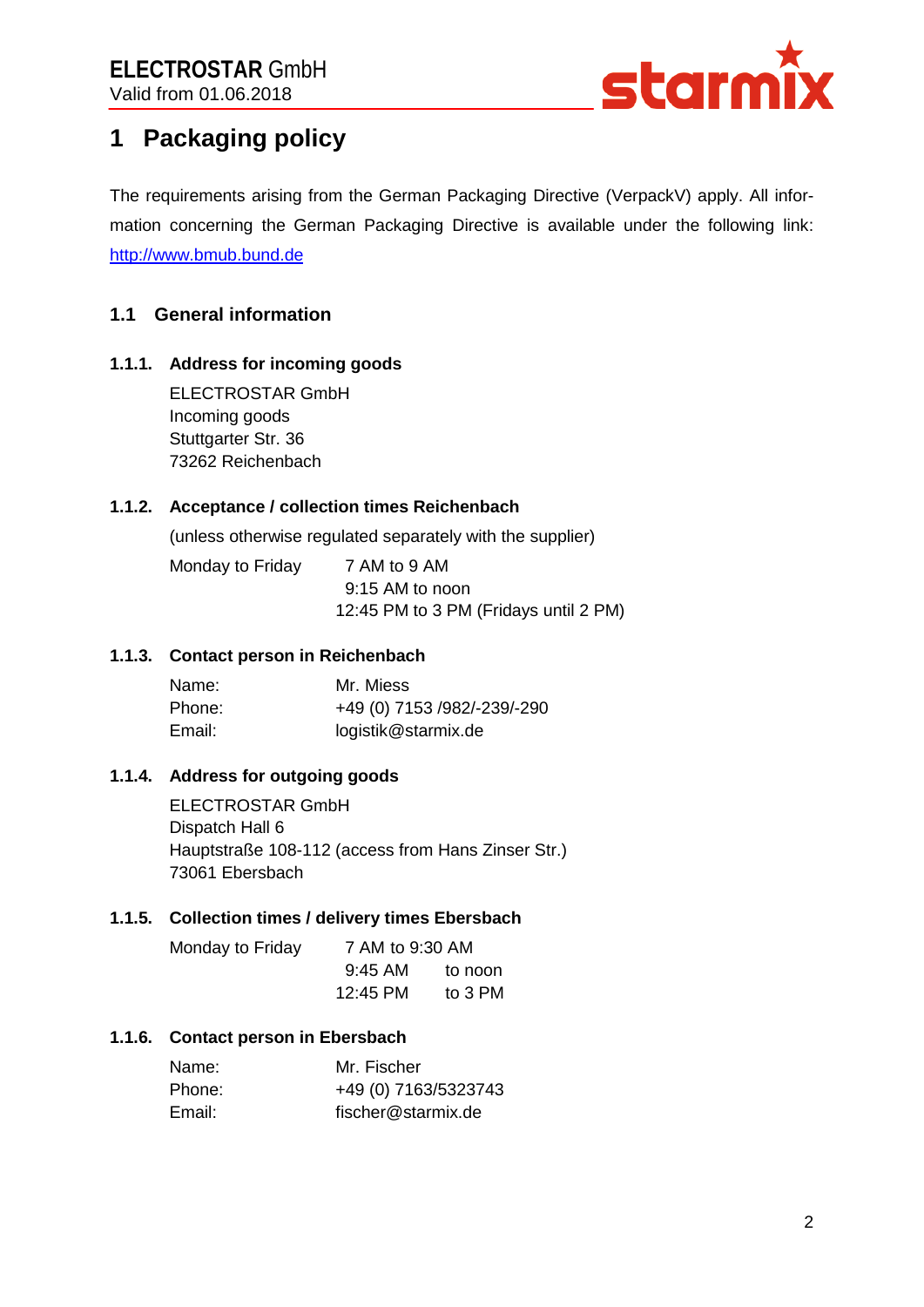# 1 Packaging policy

The requirements arising from the German Packaging Directive (VerpackV) apply. All information concerning the German Packaging Directive is available under the following link: http://www.bmub.bund.de

## 1.1 General information

### 1.1.1. Address for incoming goods

ELECTROSTAR GmbH
Incoming goods
Stuttgarter Str. 36
73262 Reichenbach

### 1.1.2. Acceptance / collection times Reichenbach

(unless otherwise regulated separately with the supplier)

Monday to Friday  7 AM to 9 AM
9:15 AM to noon
12:45 PM to 3 PM (Fridays until 2 PM)

### 1.1.3. Contact person in Reichenbach

| | |
|---|---|
| Name: | Mr. Miess |
| Phone: | +49 (0) 7153 /982/-239/-290 |
| Email: | logistik@starmix.de |

### 1.1.4. Address for outgoing goods

ELECTROSTAR GmbH
Dispatch Hall 6
Hauptstraße 108-112 (access from Hans Zinser Str.)
73061 Ebersbach

### 1.1.5. Collection times / delivery times Ebersbach

Monday to Friday  7 AM to 9:30 AM
9:45 AM to noon
12:45 PM to 3 PM

### 1.1.6. Contact person in Ebersbach

| | |
|---|---|
| Name: | Mr. Fischer |
| Phone: | +49 (0) 7163/5323743 |
| Email: | fischer@starmix.de |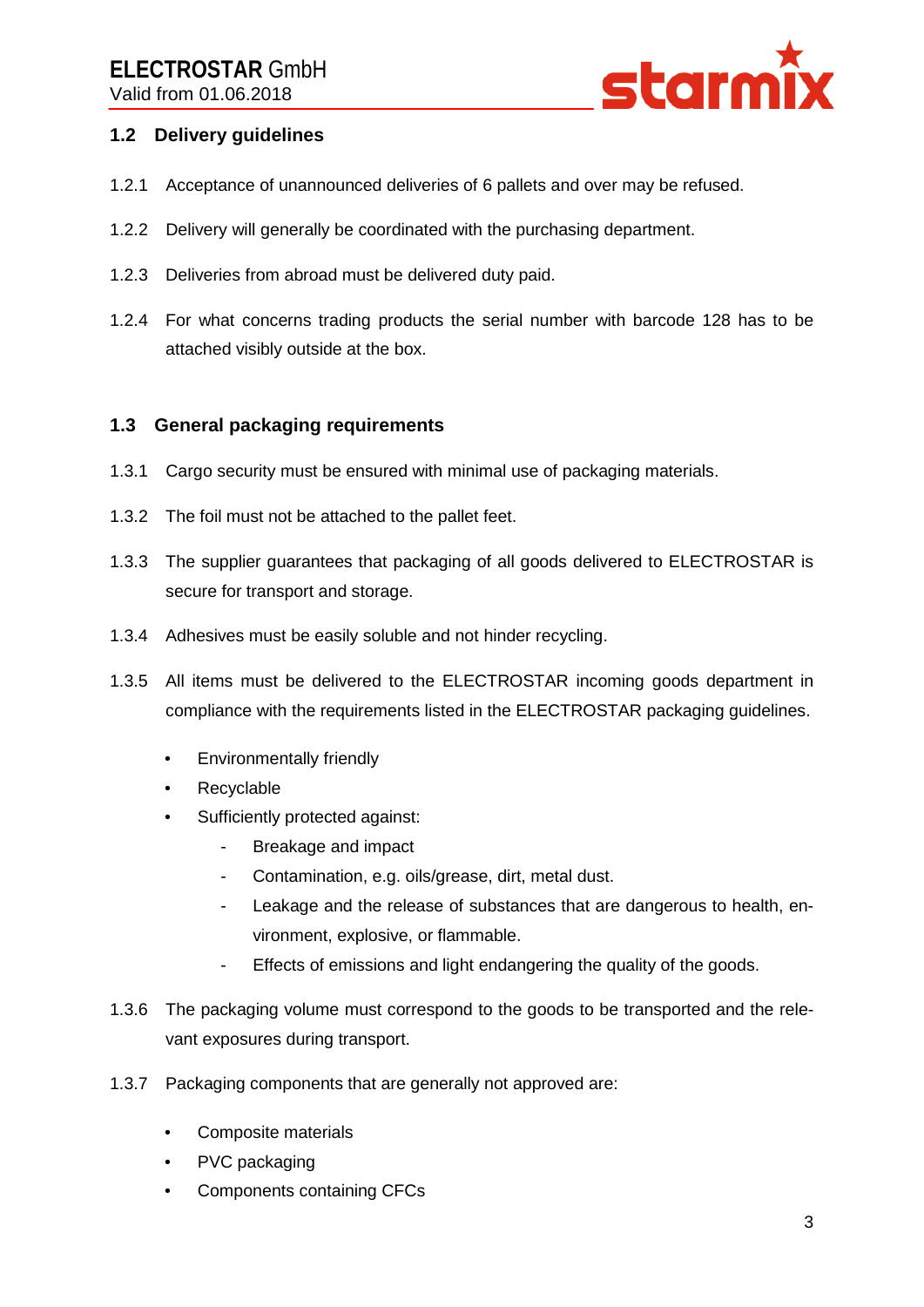## 1.2 Delivery guidelines

1.2.1 Acceptance of unannounced deliveries of 6 pallets and over may be refused.

1.2.2 Delivery will generally be coordinated with the purchasing department.

1.2.3 Deliveries from abroad must be delivered duty paid.

1.2.4 For what concerns trading products the serial number with barcode 128 has to be attached visibly outside at the box.

## 1.3 General packaging requirements

1.3.1 Cargo security must be ensured with minimal use of packaging materials.

1.3.2 The foil must not be attached to the pallet feet.

1.3.3 The supplier guarantees that packaging of all goods delivered to ELECTROSTAR is secure for transport and storage.

1.3.4 Adhesives must be easily soluble and not hinder recycling.

1.3.5 All items must be delivered to the ELECTROSTAR incoming goods department in compliance with the requirements listed in the ELECTROSTAR packaging guidelines.

- Environmentally friendly
- Recyclable
- Sufficiently protected against:
  - Breakage and impact
  - Contamination, e.g. oils/grease, dirt, metal dust.
  - Leakage and the release of substances that are dangerous to health, environment, explosive, or flammable.
  - Effects of emissions and light endangering the quality of the goods.

1.3.6 The packaging volume must correspond to the goods to be transported and the relevant exposures during transport.

1.3.7 Packaging components that are generally not approved are:

- Composite materials
- PVC packaging
- Components containing CFCs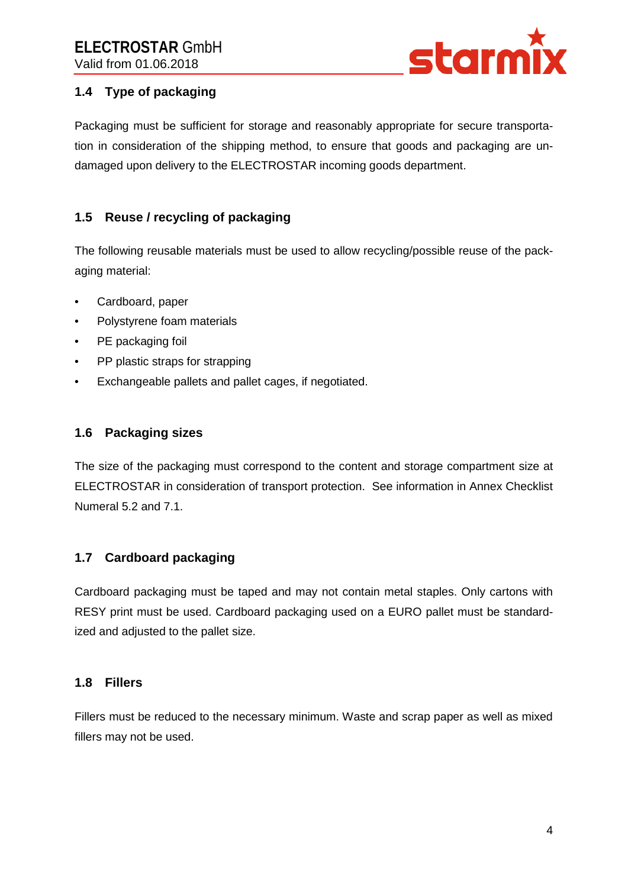### 1.4 Type of packaging

Packaging must be sufficient for storage and reasonably appropriate for secure transportation in consideration of the shipping method, to ensure that goods and packaging are undamaged upon delivery to the ELECTROSTAR incoming goods department.

### 1.5 Reuse / recycling of packaging

The following reusable materials must be used to allow recycling/possible reuse of the packaging material:

- Cardboard, paper
- Polystyrene foam materials
- PE packaging foil
- PP plastic straps for strapping
- Exchangeable pallets and pallet cages, if negotiated.

### 1.6 Packaging sizes

The size of the packaging must correspond to the content and storage compartment size at ELECTROSTAR in consideration of transport protection. See information in Annex Checklist Numeral 5.2 and 7.1.

### 1.7 Cardboard packaging

Cardboard packaging must be taped and may not contain metal staples. Only cartons with RESY print must be used. Cardboard packaging used on a EURO pallet must be standardized and adjusted to the pallet size.

### 1.8 Fillers

Fillers must be reduced to the necessary minimum. Waste and scrap paper as well as mixed fillers may not be used.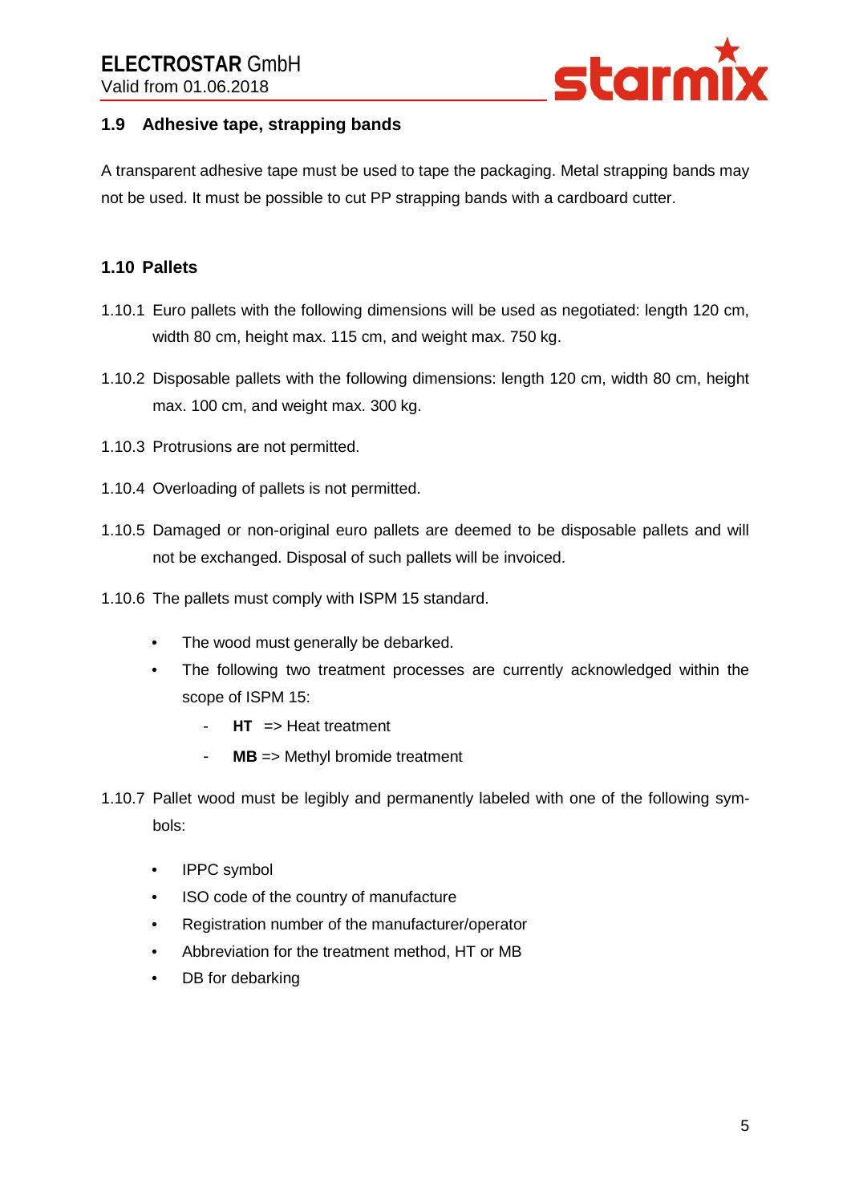## 1.9 Adhesive tape, strapping bands

A transparent adhesive tape must be used to tape the packaging. Metal strapping bands may not be used. It must be possible to cut PP strapping bands with a cardboard cutter.

## 1.10 Pallets

1.10.1 Euro pallets with the following dimensions will be used as negotiated: length 120 cm, width 80 cm, height max. 115 cm, and weight max. 750 kg.

1.10.2 Disposable pallets with the following dimensions: length 120 cm, width 80 cm, height max. 100 cm, and weight max. 300 kg.

1.10.3 Protrusions are not permitted.

1.10.4 Overloading of pallets is not permitted.

1.10.5 Damaged or non-original euro pallets are deemed to be disposable pallets and will not be exchanged. Disposal of such pallets will be invoiced.

1.10.6 The pallets must comply with ISPM 15 standard.

- The wood must generally be debarked.
- The following two treatment processes are currently acknowledged within the scope of ISPM 15:
  - **HT** => Heat treatment
  - **MB** => Methyl bromide treatment

1.10.7 Pallet wood must be legibly and permanently labeled with one of the following symbols:

- IPPC symbol
- ISO code of the country of manufacture
- Registration number of the manufacturer/operator
- Abbreviation for the treatment method, HT or MB
- DB for debarking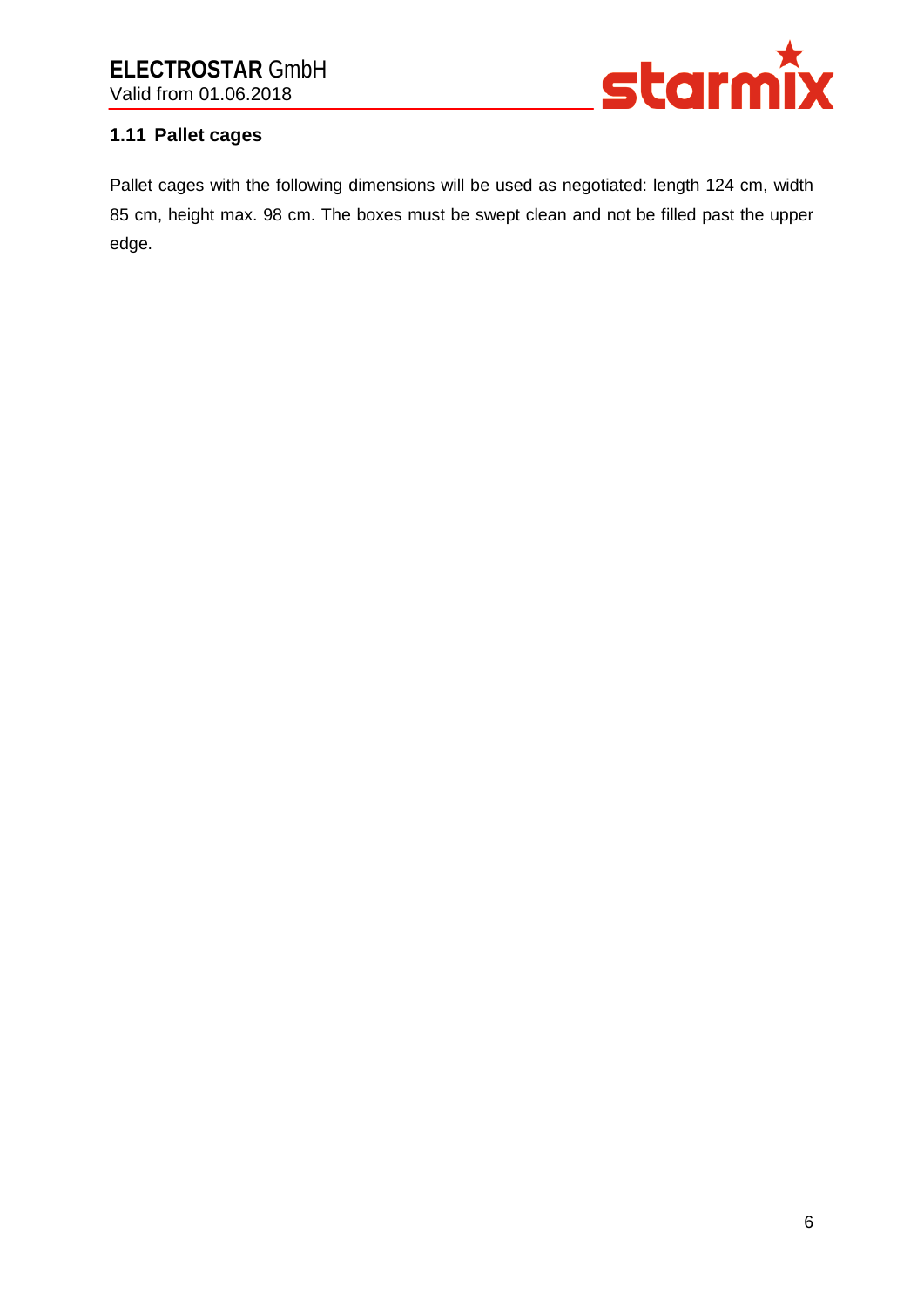## 1.11 Pallet cages

Pallet cages with the following dimensions will be used as negotiated: length 124 cm, width 85 cm, height max. 98 cm. The boxes must be swept clean and not be filled past the upper edge.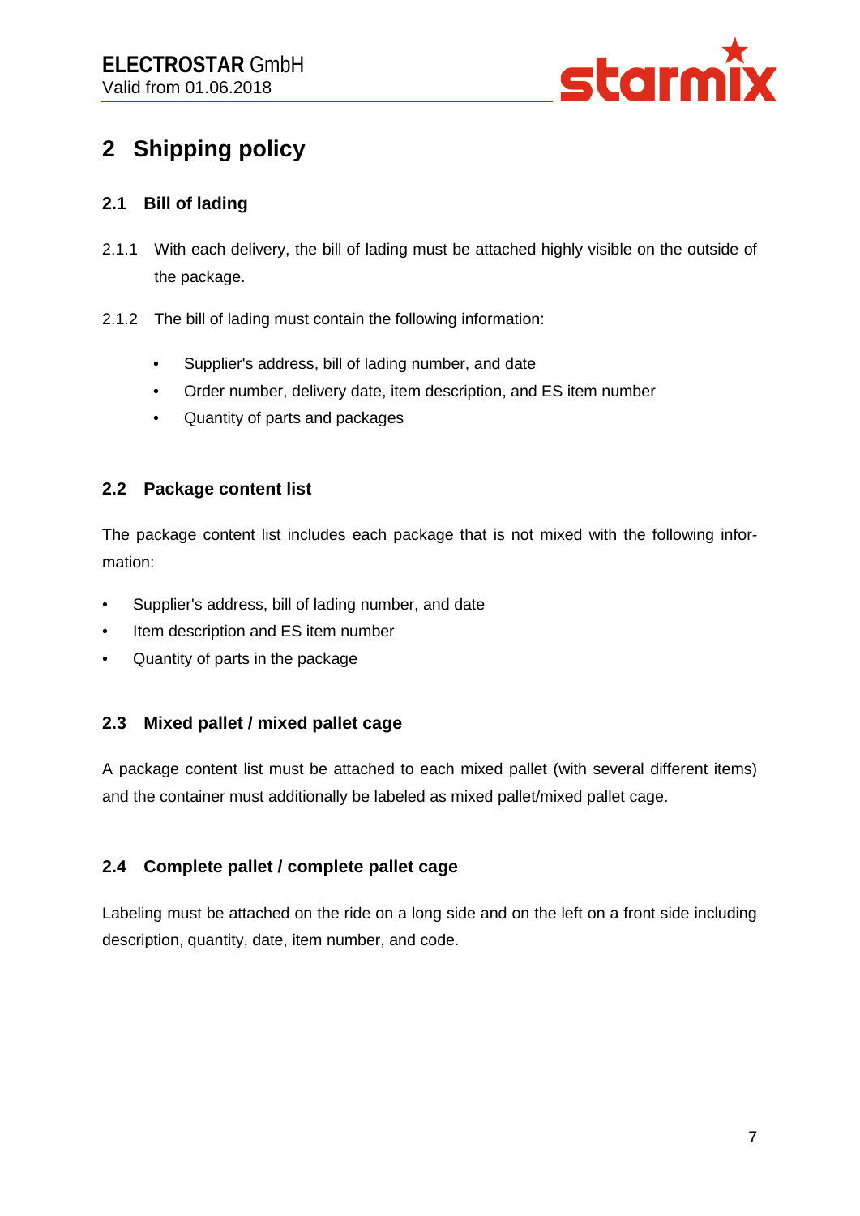# 2 Shipping policy

## 2.1 Bill of lading

2.1.1 With each delivery, the bill of lading must be attached highly visible on the outside of the package.

2.1.2 The bill of lading must contain the following information:

- Supplier's address, bill of lading number, and date
- Order number, delivery date, item description, and ES item number
- Quantity of parts and packages

## 2.2 Package content list

The package content list includes each package that is not mixed with the following information:

- Supplier's address, bill of lading number, and date
- Item description and ES item number
- Quantity of parts in the package

## 2.3 Mixed pallet / mixed pallet cage

A package content list must be attached to each mixed pallet (with several different items) and the container must additionally be labeled as mixed pallet/mixed pallet cage.

## 2.4 Complete pallet / complete pallet cage

Labeling must be attached on the ride on a long side and on the left on a front side including description, quantity, date, item number, and code.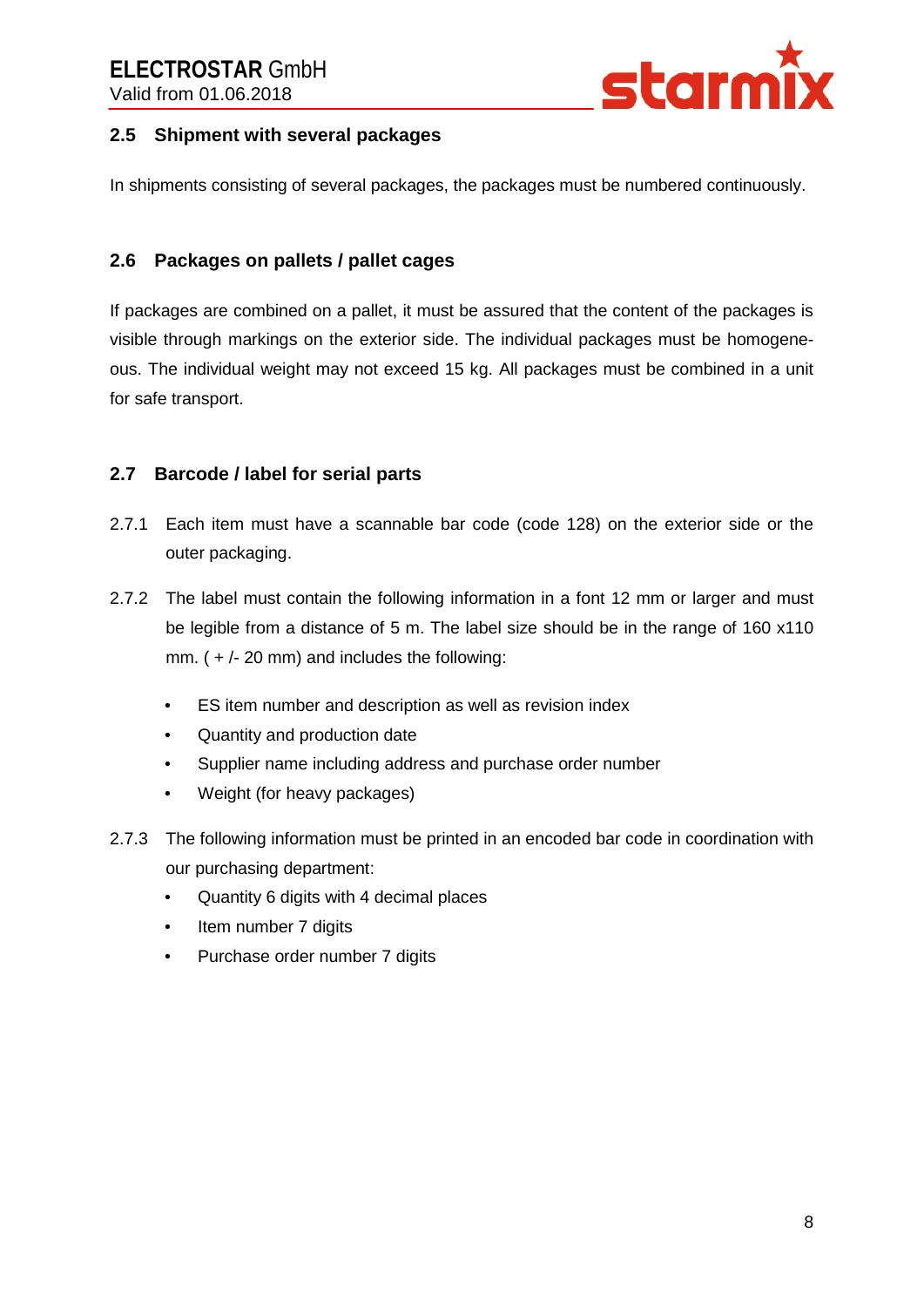## 2.5 Shipment with several packages

In shipments consisting of several packages, the packages must be numbered continuously.

## 2.6 Packages on pallets / pallet cages

If packages are combined on a pallet, it must be assured that the content of the packages is visible through markings on the exterior side. The individual packages must be homogeneous. The individual weight may not exceed 15 kg. All packages must be combined in a unit for safe transport.

## 2.7 Barcode / label for serial parts

2.7.1 Each item must have a scannable bar code (code 128) on the exterior side or the outer packaging.

2.7.2 The label must contain the following information in a font 12 mm or larger and must be legible from a distance of 5 m. The label size should be in the range of 160 x110 mm. ( + /- 20 mm) and includes the following:

- ES item number and description as well as revision index
- Quantity and production date
- Supplier name including address and purchase order number
- Weight (for heavy packages)

2.7.3 The following information must be printed in an encoded bar code in coordination with our purchasing department:

- Quantity 6 digits with 4 decimal places
- Item number 7 digits
- Purchase order number 7 digits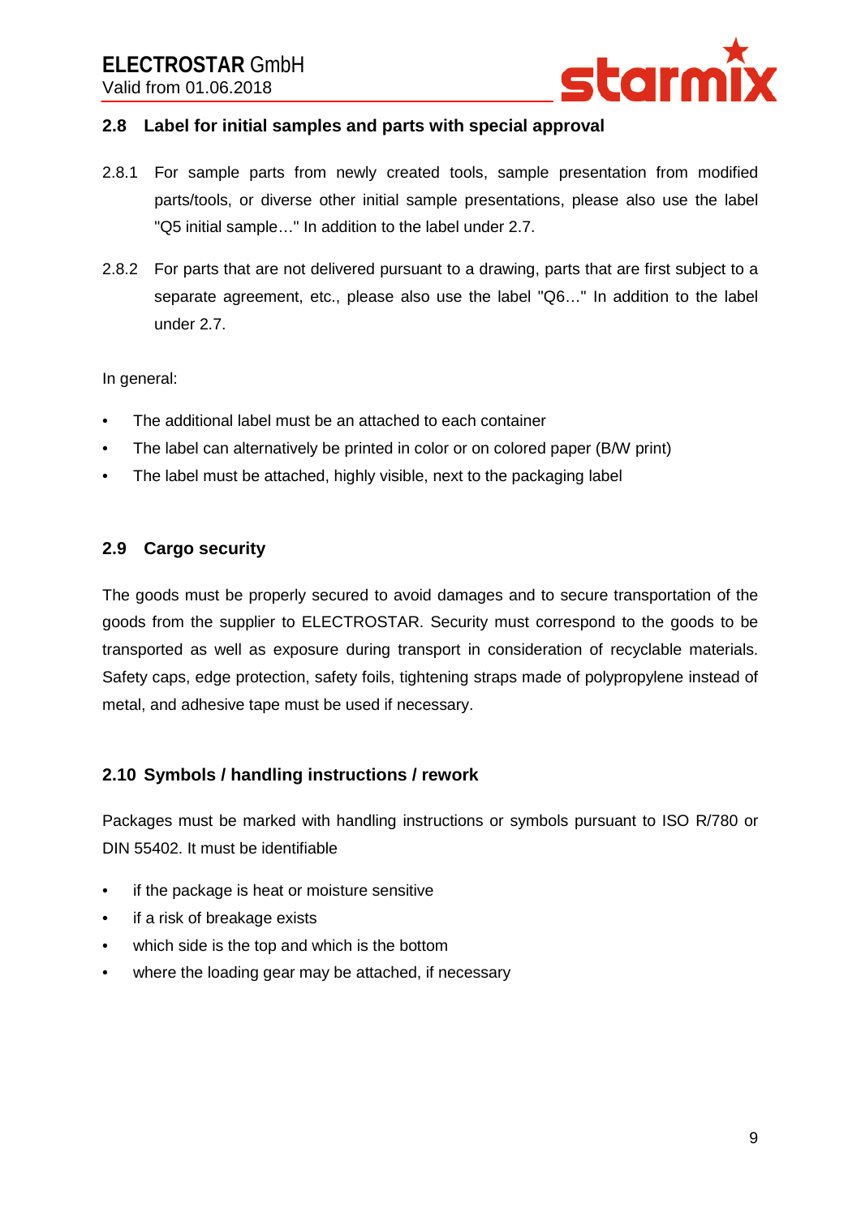## 2.8 Label for initial samples and parts with special approval

2.8.1 For sample parts from newly created tools, sample presentation from modified parts/tools, or diverse other initial sample presentations, please also use the label "Q5 initial sample…" In addition to the label under 2.7.

2.8.2 For parts that are not delivered pursuant to a drawing, parts that are first subject to a separate agreement, etc., please also use the label "Q6…" In addition to the label under 2.7.

In general:

- The additional label must be an attached to each container
- The label can alternatively be printed in color or on colored paper (B/W print)
- The label must be attached, highly visible, next to the packaging label

## 2.9 Cargo security

The goods must be properly secured to avoid damages and to secure transportation of the goods from the supplier to ELECTROSTAR. Security must correspond to the goods to be transported as well as exposure during transport in consideration of recyclable materials. Safety caps, edge protection, safety foils, tightening straps made of polypropylene instead of metal, and adhesive tape must be used if necessary.

## 2.10 Symbols / handling instructions / rework

Packages must be marked with handling instructions or symbols pursuant to ISO R/780 or DIN 55402. It must be identifiable

- if the package is heat or moisture sensitive
- if a risk of breakage exists
- which side is the top and which is the bottom
- where the loading gear may be attached, if necessary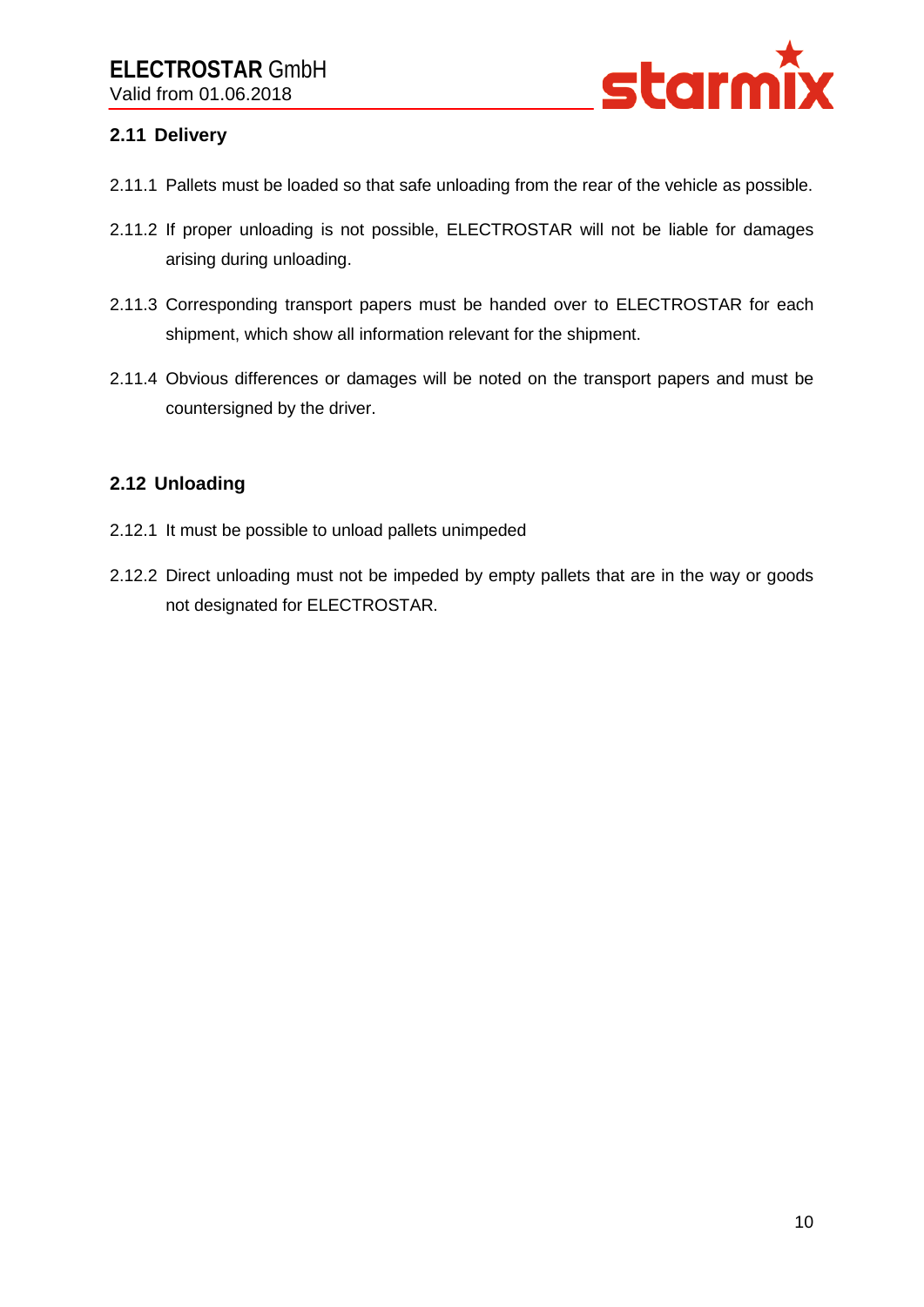## 2.11 Delivery

2.11.1 Pallets must be loaded so that safe unloading from the rear of the vehicle as possible.

2.11.2 If proper unloading is not possible, ELECTROSTAR will not be liable for damages arising during unloading.

2.11.3 Corresponding transport papers must be handed over to ELECTROSTAR for each shipment, which show all information relevant for the shipment.

2.11.4 Obvious differences or damages will be noted on the transport papers and must be countersigned by the driver.

## 2.12 Unloading

2.12.1 It must be possible to unload pallets unimpeded

2.12.2 Direct unloading must not be impeded by empty pallets that are in the way or goods not designated for ELECTROSTAR.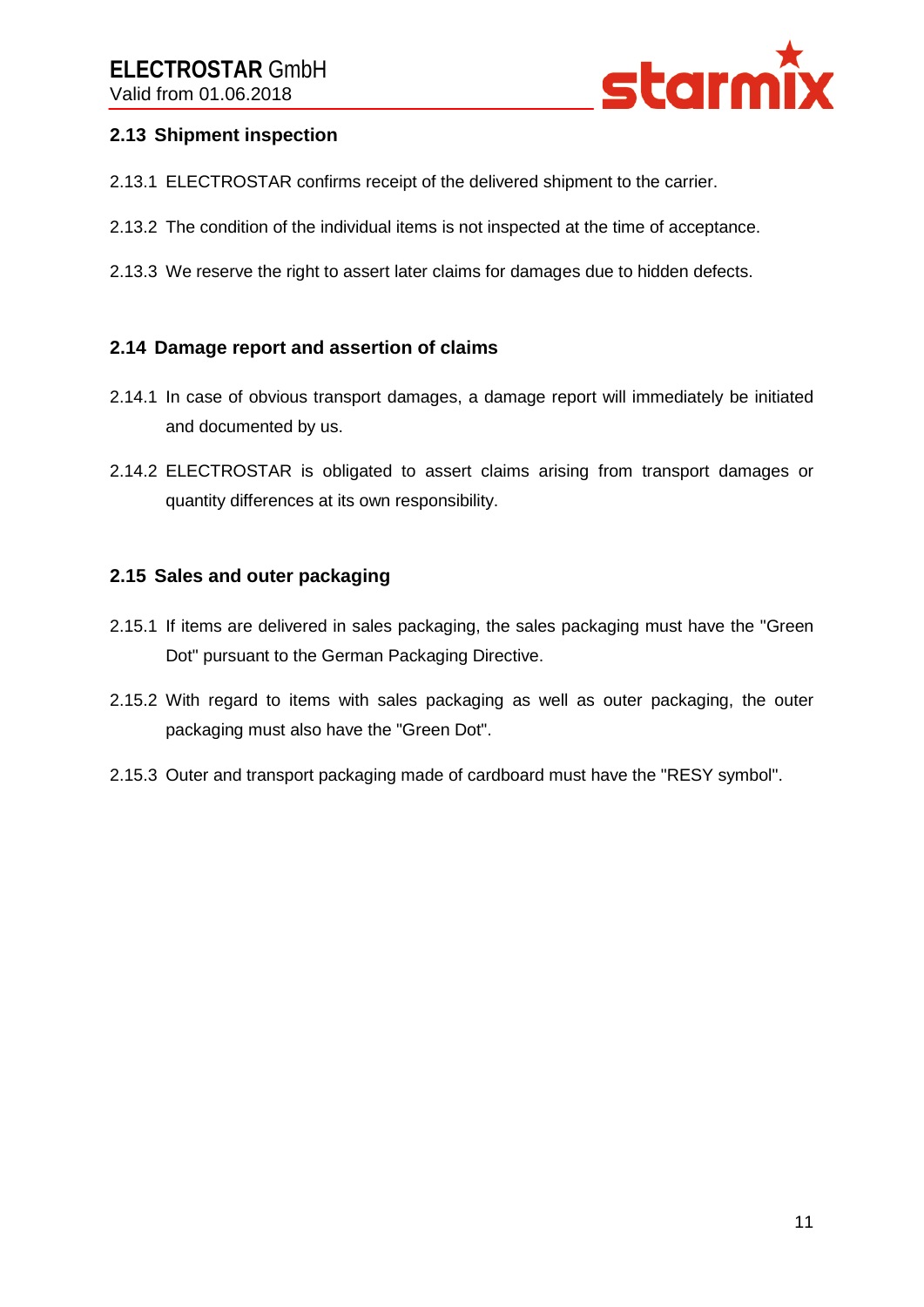## 2.13 Shipment inspection

2.13.1 ELECTROSTAR confirms receipt of the delivered shipment to the carrier.

2.13.2 The condition of the individual items is not inspected at the time of acceptance.

2.13.3 We reserve the right to assert later claims for damages due to hidden defects.

## 2.14 Damage report and assertion of claims

2.14.1 In case of obvious transport damages, a damage report will immediately be initiated and documented by us.

2.14.2 ELECTROSTAR is obligated to assert claims arising from transport damages or quantity differences at its own responsibility.

## 2.15 Sales and outer packaging

2.15.1 If items are delivered in sales packaging, the sales packaging must have the "Green Dot" pursuant to the German Packaging Directive.

2.15.2 With regard to items with sales packaging as well as outer packaging, the outer packaging must also have the "Green Dot".

2.15.3 Outer and transport packaging made of cardboard must have the "RESY symbol".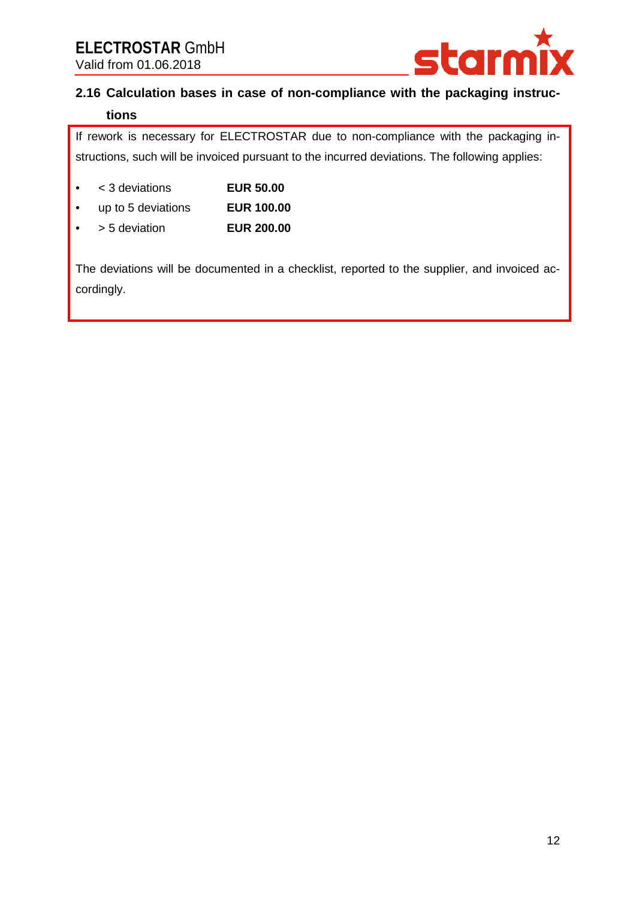## 2.16 Calculation bases in case of non-compliance with the packaging instructions

If rework is necessary for ELECTROSTAR due to non-compliance with the packaging instructions, such will be invoiced pursuant to the incurred deviations. The following applies:

- < 3 deviations **EUR 50.00**
- up to 5 deviations **EUR 100.00**
- > 5 deviation **EUR 200.00**

The deviations will be documented in a checklist, reported to the supplier, and invoiced accordingly.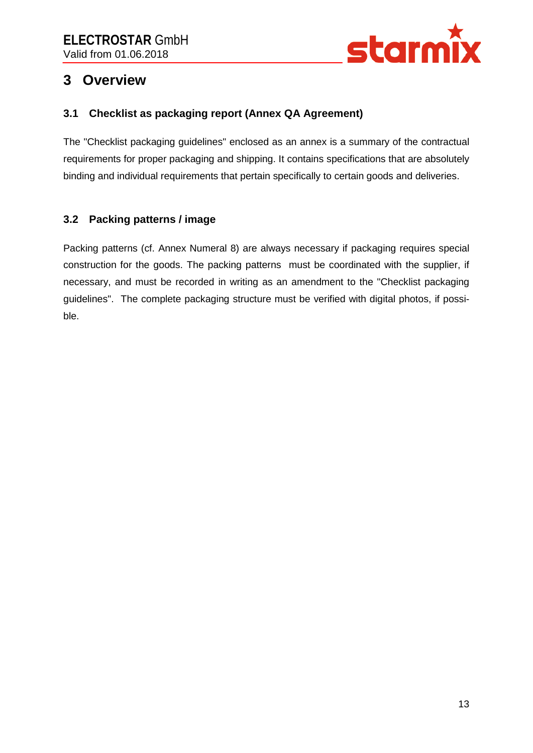# 3 Overview

## 3.1 Checklist as packaging report (Annex QA Agreement)

The "Checklist packaging guidelines" enclosed as an annex is a summary of the contractual requirements for proper packaging and shipping. It contains specifications that are absolutely binding and individual requirements that pertain specifically to certain goods and deliveries.

## 3.2 Packing patterns / image

Packing patterns (cf. Annex Numeral 8) are always necessary if packaging requires special construction for the goods. The packing patterns must be coordinated with the supplier, if necessary, and must be recorded in writing as an amendment to the "Checklist packaging guidelines". The complete packaging structure must be verified with digital photos, if possible.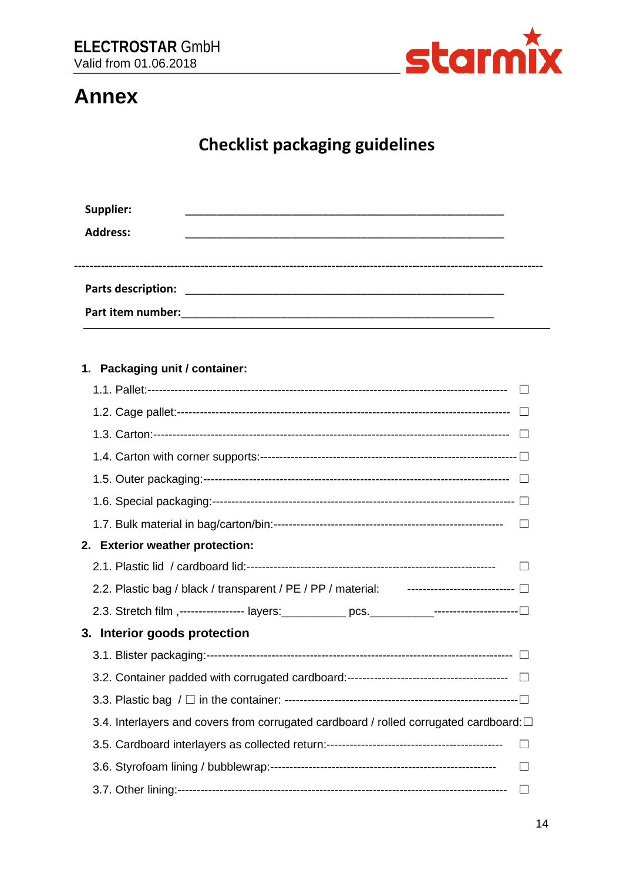# Annex

## Checklist packaging guidelines

**Supplier:** ________________________________________________

**Address:** ________________________________________________

---

**Parts description:** ________________________________________________

**Part item number:** ________________________________________________

---

1. **Packaging unit / container:**
   - 1.1. Pallet:------------------------------------------------------------------------------------------ ☐
   - 1.2. Cage pallet:------------------------------------------------------------------------------------ ☐
   - 1.3. Carton:---------------------------------------------------------------------------------------- ☐
   - 1.4. Carton with corner supports:------------------------------------------------------------------ ☐
   - 1.5. Outer packaging:------------------------------------------------------------------------------ ☐
   - 1.6. Special packaging:----------------------------------------------------------------------------- ☐
   - 1.7. Bulk material in bag/carton/bin:------------------------------------------------------------ ☐
2. **Exterior weather protection:**
   - 2.1. Plastic lid / cardboard lid:--------------------------------------------------------------- ☐
   - 2.2. Plastic bag / black / transparent / PE / PP / material: ---------------------------- ☐
   - 2.3. Stretch film ,----------------- layers:__________ pcs.__________---------------------☐
3. **Interior goods protection**
   - 3.1. Blister packaging:----------------------------------------------------------------------------- ☐
   - 3.2. Container padded with corrugated cardboard:------------------------------------------ ☐
   - 3.3. Plastic bag / ☐ in the container: -----------------------------------------------------------☐
   - 3.4. Interlayers and covers from corrugated cardboard / rolled corrugated cardboard:☐
   - 3.5. Cardboard interlayers as collected return:--------------------------------------------- ☐
   - 3.6. Styrofoam lining / bubblewrap:------------------------------------------------------------ ☐
   - 3.7. Other lining:------------------------------------------------------------------------------------ ☐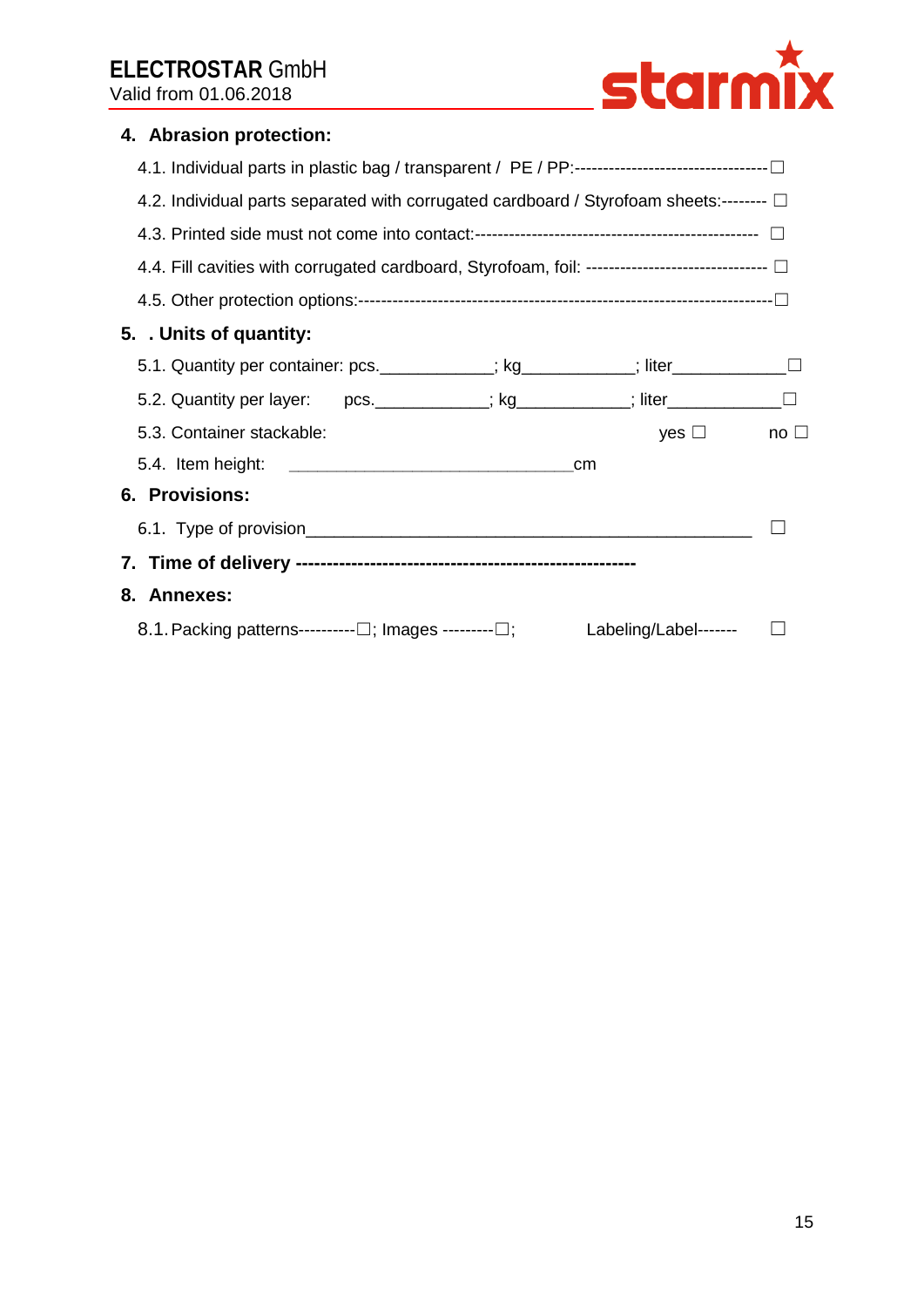## 4. Abrasion protection:

4.1. Individual parts in plastic bag / transparent / PE / PP:---------------------------------- ☐

4.2. Individual parts separated with corrugated cardboard / Styrofoam sheets:-------- ☐

4.3. Printed side must not come into contact:------------------------------------------------- ☐

4.4. Fill cavities with corrugated cardboard, Styrofoam, foil: -------------------------------- ☐

4.5. Other protection options:------------------------------------------------------------------------ ☐

## 5. . Units of quantity:

5.1. Quantity per container: pcs.____________; kg____________; liter____________ ☐

5.2. Quantity per layer: pcs.____________; kg____________; liter____________ ☐

5.3. Container stackable: yes ☐ no ☐

5.4. Item height: ________________________________cm

## 6. Provisions:

6.1. Type of provision__________________________________________________ ☐

## 7. Time of delivery ------------------------------------------------------

## 8. Annexes:

8.1. Packing patterns----------☐; Images ---------☐; Labeling/Label------- ☐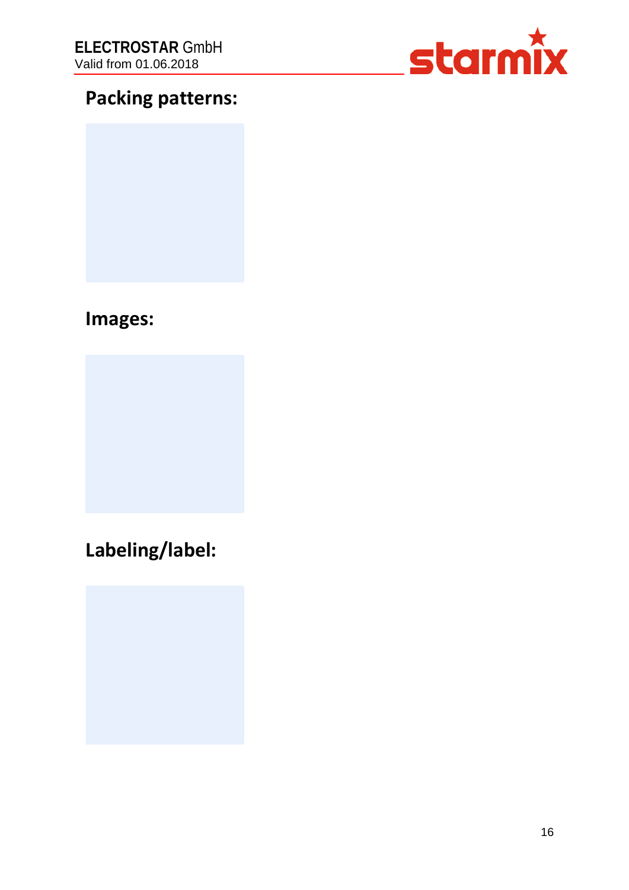## Packing patterns:

## Images:

## Labeling/label: